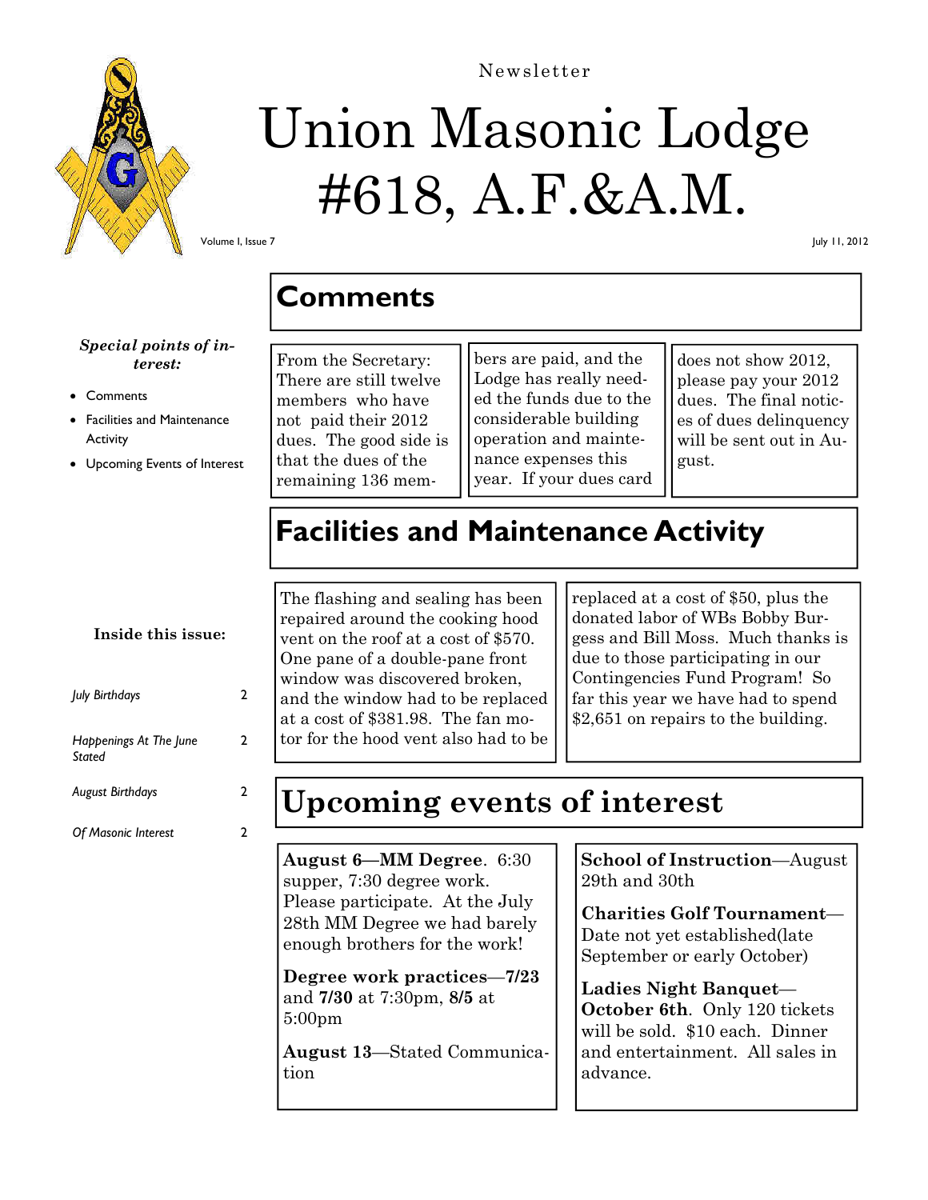Newsletter

# Union Masonic Lodge #618, A.F.&A.M.

Volume I, Issue 7

July 11, 2012

## Comments

From the Secretary: There are still twelve members who have not paid their 2012 dues. The good side is that the dues of the remaining 136 members are paid, and the Lodge has really needed the funds due to the considerable building operation and maintenance expenses this year. If your dues card does not show 2012, please pay your 2012 dues. The final notices of dues delinquency will be sent out in August.

***Special points of interest:***

- Comments
- Facilities and Maintenance Activity
- Upcoming Events of Interest

## Facilities and Maintenance Activity

The flashing and sealing has been repaired around the cooking hood vent on the roof at a cost of $570. One pane of a double-pane front window was discovered broken, and the window had to be replaced at a cost of $381.98. The fan motor for the hood vent also had to be replaced at a cost of $50, plus the donated labor of WBs Bobby Burgess and Bill Moss. Much thanks is due to those participating in our Contingencies Fund Program! So far this year we have had to spend $2,651 on repairs to the building.

**Inside this issue:**

| | |
|---|---|
| *July Birthdays* | 2 |
| *Happenings At The June Stated* | 2 |
| *August Birthdays* | 2 |
| *Of Masonic Interest* | 2 |

## Upcoming events of interest

**August 6—MM Degree**. 6:30 supper, 7:30 degree work. Please participate. At the July 28th MM Degree we had barely enough brothers for the work!

**Degree work practices—7/23** and **7/30** at 7:30pm, **8/5** at 5:00pm

**August 13**—Stated Communication

**School of Instruction**—August 29th and 30th

**Charities Golf Tournament**—Date not yet established(late September or early October)

**Ladies Night Banquet—October 6th**. Only 120 tickets will be sold. $10 each. Dinner and entertainment. All sales in advance.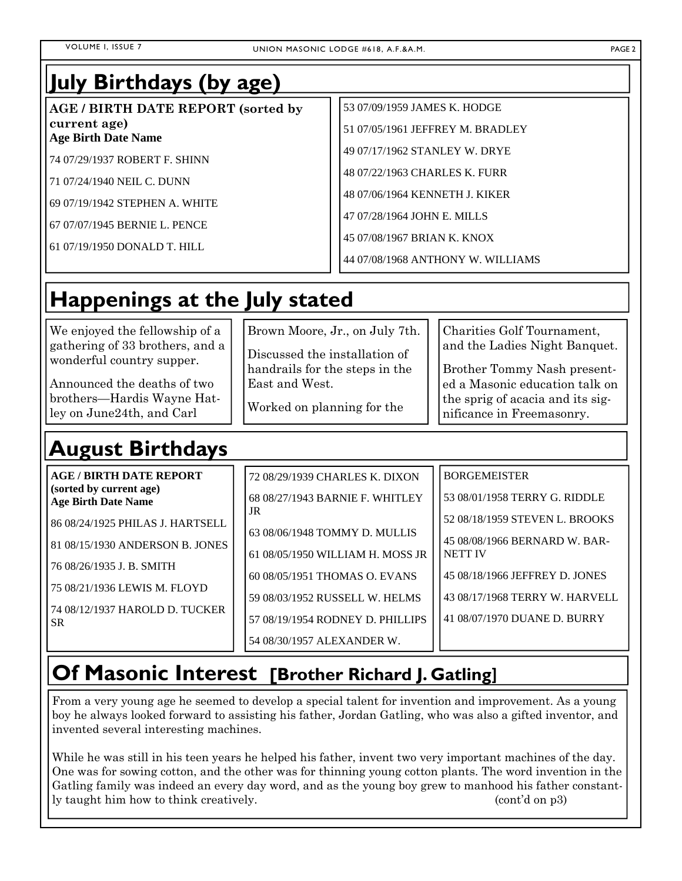## July Birthdays (by age)

**AGE / BIRTH DATE REPORT (sorted by current age)**
**Age Birth Date Name**

74 07/29/1937 ROBERT F. SHINN

71 07/24/1940 NEIL C. DUNN

69 07/19/1942 STEPHEN A. WHITE

67 07/07/1945 BERNIE L. PENCE

61 07/19/1950 DONALD T. HILL

53 07/09/1959 JAMES K. HODGE

51 07/05/1961 JEFFREY M. BRADLEY

49 07/17/1962 STANLEY W. DRYE

48 07/22/1963 CHARLES K. FURR

48 07/06/1964 KENNETH J. KIKER

47 07/28/1964 JOHN E. MILLS

45 07/08/1967 BRIAN K. KNOX

44 07/08/1968 ANTHONY W. WILLIAMS

## Happenings at the July stated

We enjoyed the fellowship of a gathering of 33 brothers, and a wonderful country supper.

Announced the deaths of two brothers—Hardis Wayne Hatley on June24th, and Carl Brown Moore, Jr., on July 7th.

Discussed the installation of handrails for the steps in the East and West.

Worked on planning for the Charities Golf Tournament, and the Ladies Night Banquet.

Brother Tommy Nash presented a Masonic education talk on the sprig of acacia and its significance in Freemasonry.

## August Birthdays

**AGE / BIRTH DATE REPORT (sorted by current age)**
**Age Birth Date Name**

86 08/24/1925 PHILAS J. HARTSELL

81 08/15/1930 ANDERSON B. JONES

76 08/26/1935 J. B. SMITH

75 08/21/1936 LEWIS M. FLOYD

74 08/12/1937 HAROLD D. TUCKER SR

72 08/29/1939 CHARLES K. DIXON

68 08/27/1943 BARNIE F. WHITLEY JR

63 08/06/1948 TOMMY D. MULLIS

61 08/05/1950 WILLIAM H. MOSS JR

60 08/05/1951 THOMAS O. EVANS

59 08/03/1952 RUSSELL W. HELMS

57 08/19/1954 RODNEY D. PHILLIPS

54 08/30/1957 ALEXANDER W. BORGEMEISTER

53 08/01/1958 TERRY G. RIDDLE

52 08/18/1959 STEVEN L. BROOKS

45 08/08/1966 BERNARD W. BARNETT IV

45 08/18/1966 JEFFREY D. JONES

43 08/17/1968 TERRY W. HARVELL

41 08/07/1970 DUANE D. BURRY

## Of Masonic Interest [Brother Richard J. Gatling]

From a very young age he seemed to develop a special talent for invention and improvement. As a young boy he always looked forward to assisting his father, Jordan Gatling, who was also a gifted inventor, and invented several interesting machines.

While he was still in his teen years he helped his father, invent two very important machines of the day. One was for sowing cotton, and the other was for thinning young cotton plants. The word invention in the Gatling family was indeed an every day word, and as the young boy grew to manhood his father constantly taught him how to think creatively. (cont'd on p3)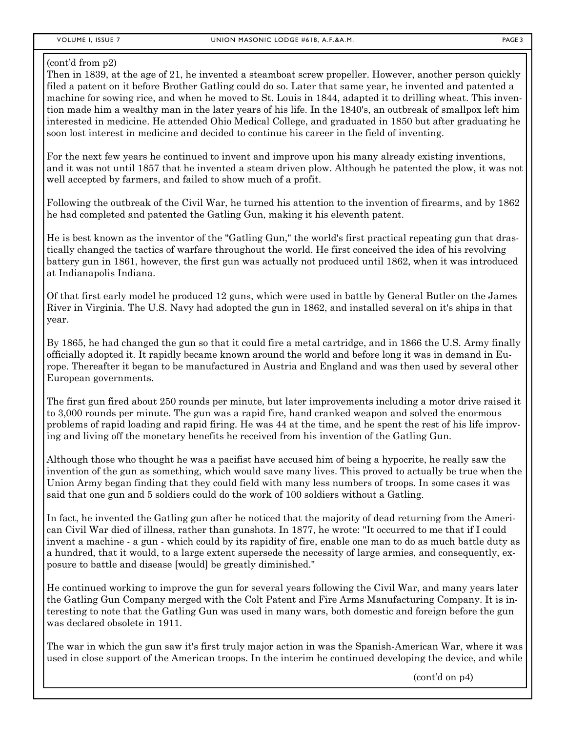(cont'd from p2)

Then in 1839, at the age of 21, he invented a steamboat screw propeller. However, another person quickly filed a patent on it before Brother Gatling could do so. Later that same year, he invented and patented a machine for sowing rice, and when he moved to St. Louis in 1844, adapted it to drilling wheat. This invention made him a wealthy man in the later years of his life. In the 1840's, an outbreak of smallpox left him interested in medicine. He attended Ohio Medical College, and graduated in 1850 but after graduating he soon lost interest in medicine and decided to continue his career in the field of inventing.

For the next few years he continued to invent and improve upon his many already existing inventions, and it was not until 1857 that he invented a steam driven plow. Although he patented the plow, it was not well accepted by farmers, and failed to show much of a profit.

Following the outbreak of the Civil War, he turned his attention to the invention of firearms, and by 1862 he had completed and patented the Gatling Gun, making it his eleventh patent.

He is best known as the inventor of the "Gatling Gun," the world's first practical repeating gun that drastically changed the tactics of warfare throughout the world. He first conceived the idea of his revolving battery gun in 1861, however, the first gun was actually not produced until 1862, when it was introduced at Indianapolis Indiana.

Of that first early model he produced 12 guns, which were used in battle by General Butler on the James River in Virginia. The U.S. Navy had adopted the gun in 1862, and installed several on it's ships in that year.

By 1865, he had changed the gun so that it could fire a metal cartridge, and in 1866 the U.S. Army finally officially adopted it. It rapidly became known around the world and before long it was in demand in Europe. Thereafter it began to be manufactured in Austria and England and was then used by several other European governments.

The first gun fired about 250 rounds per minute, but later improvements including a motor drive raised it to 3,000 rounds per minute. The gun was a rapid fire, hand cranked weapon and solved the enormous problems of rapid loading and rapid firing. He was 44 at the time, and he spent the rest of his life improving and living off the monetary benefits he received from his invention of the Gatling Gun.

Although those who thought he was a pacifist have accused him of being a hypocrite, he really saw the invention of the gun as something, which would save many lives. This proved to actually be true when the Union Army began finding that they could field with many less numbers of troops. In some cases it was said that one gun and 5 soldiers could do the work of 100 soldiers without a Gatling.

In fact, he invented the Gatling gun after he noticed that the majority of dead returning from the American Civil War died of illness, rather than gunshots. In 1877, he wrote: "It occurred to me that if I could invent a machine - a gun - which could by its rapidity of fire, enable one man to do as much battle duty as a hundred, that it would, to a large extent supersede the necessity of large armies, and consequently, exposure to battle and disease [would] be greatly diminished."

He continued working to improve the gun for several years following the Civil War, and many years later the Gatling Gun Company merged with the Colt Patent and Fire Arms Manufacturing Company. It is interesting to note that the Gatling Gun was used in many wars, both domestic and foreign before the gun was declared obsolete in 1911.

The war in which the gun saw it's first truly major action in was the Spanish-American War, where it was used in close support of the American troops. In the interim he continued developing the device, and while

(cont'd on p4)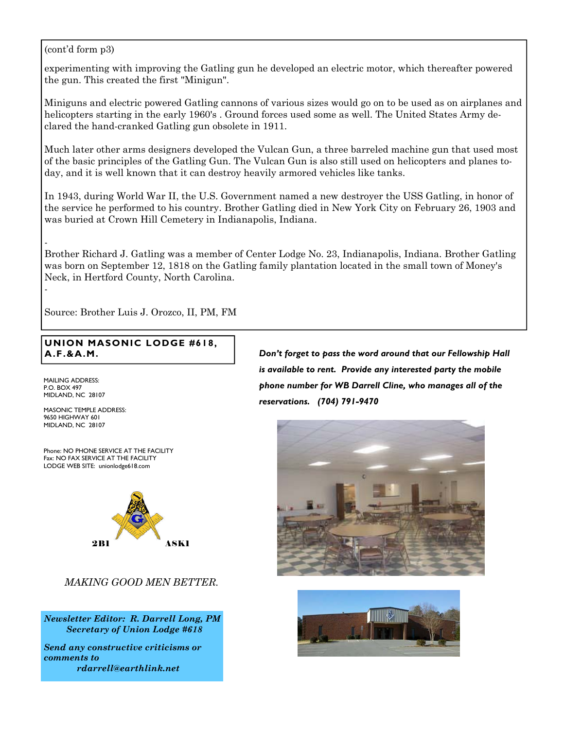(cont'd form p3)

experimenting with improving the Gatling gun he developed an electric motor, which thereafter powered the gun. This created the first "Minigun".

Miniguns and electric powered Gatling cannons of various sizes would go on to be used as on airplanes and helicopters starting in the early 1960's . Ground forces used some as well. The United States Army declared the hand-cranked Gatling gun obsolete in 1911.

Much later other arms designers developed the Vulcan Gun, a three barreled machine gun that used most of the basic principles of the Gatling Gun. The Vulcan Gun is also still used on helicopters and planes today, and it is well known that it can destroy heavily armored vehicles like tanks.

In 1943, during World War II, the U.S. Government named a new destroyer the USS Gatling, in honor of the service he performed to his country. Brother Gatling died in New York City on February 26, 1903 and was buried at Crown Hill Cemetery in Indianapolis, Indiana.

-

Brother Richard J. Gatling was a member of Center Lodge No. 23, Indianapolis, Indiana. Brother Gatling was born on September 12, 1818 on the Gatling family plantation located in the small town of Money's Neck, in Hertford County, North Carolina.

-

Source: Brother Luis J. Orozco, II, PM, FM

## UNION MASONIC LODGE #618, A.F.&A.M.

MAILING ADDRESS:
P.O. BOX 497
MIDLAND, NC 28107

MASONIC TEMPLE ADDRESS:
9650 HIGHWAY 601
MIDLAND, NC 28107

Phone: NO PHONE SERVICE AT THE FACILITY
Fax: NO FAX SERVICE AT THE FACILITY
LODGE WEB SITE: unionlodge618.com

2B1 ASK1

*MAKING GOOD MEN BETTER.*

***Newsletter Editor: R. Darrell Long, PM***
***Secretary of Union Lodge #618***

***Send any constructive criticisms or comments to***
***rdarrell@earthlink.net***

***Don't forget to pass the word around that our Fellowship Hall is available to rent. Provide any interested party the mobile phone number for WB Darrell Cline, who manages all of the reservations. (704) 791-9470***